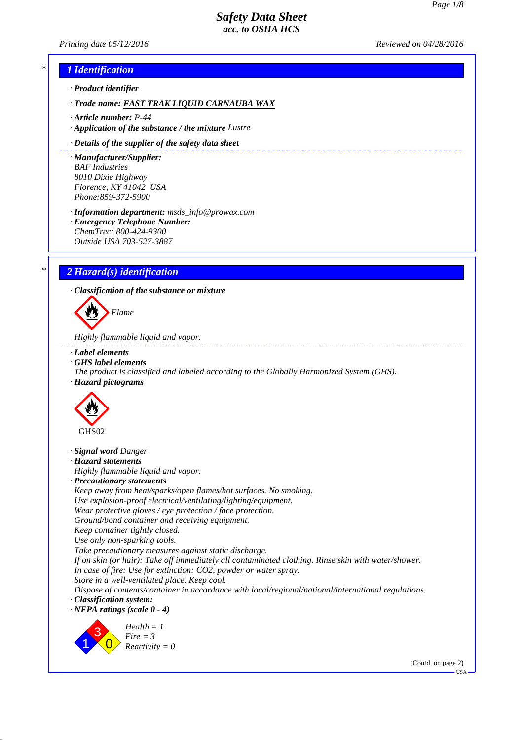# Safety Data Sheet
## acc. to OSHA HCS

*Printing date 05/12/2016* *Reviewed on 04/28/2016*

## 1 Identification

· **Product identifier**

· **Trade name: FAST TRAK LIQUID CARNAUBA WAX**

· **Article number:** P-44

· **Application of the substance / the mixture** Lustre

· **Details of the supplier of the safety data sheet**

· **Manufacturer/Supplier:**
BAF Industries
8010 Dixie Highway
Florence, KY 41042 USA
Phone:859-372-5900

· **Information department:** msds_info@prowax.com

· **Emergency Telephone Number:**
ChemTrec: 800-424-9300
Outside USA 703-527-3887

## 2 Hazard(s) identification

· **Classification of the substance or mixture**

Flame

Highly flammable liquid and vapor.

· **Label elements**

· **GHS label elements**
The product is classified and labeled according to the Globally Harmonized System (GHS).

· **Hazard pictograms**

GHS02

· **Signal word** Danger

· **Hazard statements**
Highly flammable liquid and vapor.

· **Precautionary statements**
Keep away from heat/sparks/open flames/hot surfaces. No smoking.
Use explosion-proof electrical/ventilating/lighting/equipment.
Wear protective gloves / eye protection / face protection.
Ground/bond container and receiving equipment.
Keep container tightly closed.
Use only non-sparking tools.
Take precautionary measures against static discharge.
If on skin (or hair): Take off immediately all contaminated clothing. Rinse skin with water/shower.
In case of fire: Use for extinction: $CO_2$, powder or water spray.
Store in a well-ventilated place. Keep cool.
Dispose of contents/container in accordance with local/regional/national/international regulations.

· **Classification system:**

· **NFPA ratings (scale 0 - 4)**

Health = 1
Fire = 3
Reactivity = 0

(Contd. on page 2)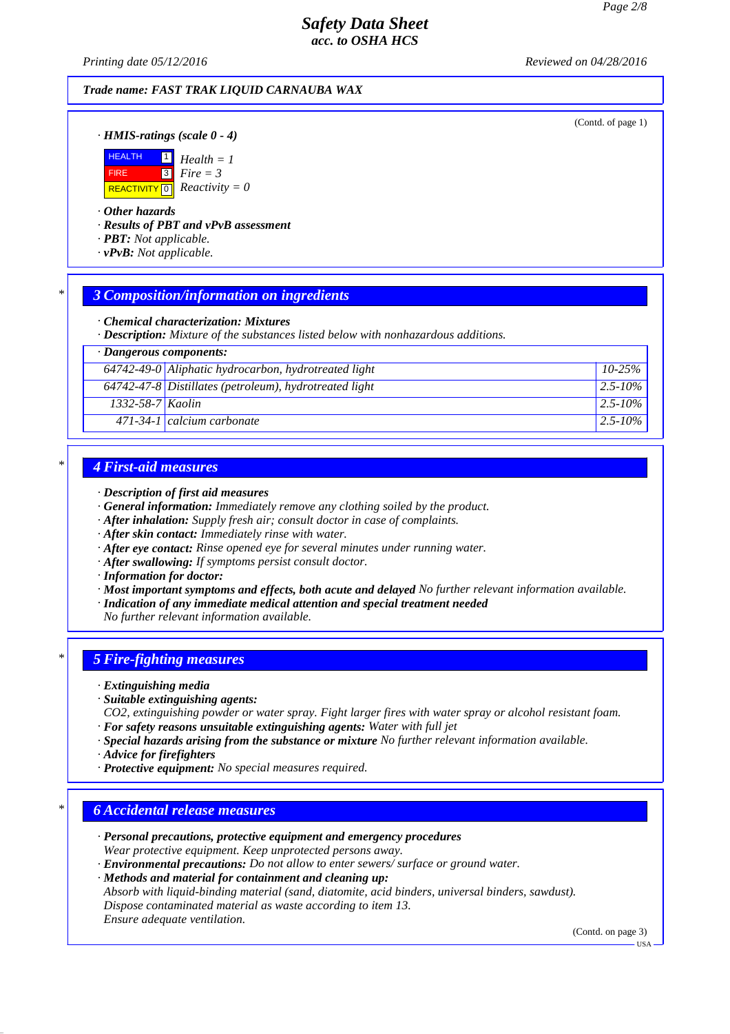Trade name: FAST TRAK LIQUID CARNAUBA WAX

(Contd. of page 1)

· **HMIS-ratings (scale 0 - 4)**

| | | |
|---|---|---|
| HEALTH | 1 | Health = 1 |
| FIRE | 3 | Fire = 3 |
| REACTIVITY | 0 | Reactivity = 0 |

· **Other hazards**
· **Results of PBT and vPvB assessment**
· **PBT:** Not applicable.
· **vPvB:** Not applicable.

## 3 Composition/information on ingredients

· **Chemical characterization: Mixtures**
· **Description:** Mixture of the substances listed below with nonhazardous additions.

· **Dangerous components:**

| | | |
|---|---|---|
| 64742-49-0 | Aliphatic hydrocarbon, hydrotreated light | 10-25% |
| 64742-47-8 | Distillates (petroleum), hydrotreated light | 2.5-10% |
| 1332-58-7 | Kaolin | 2.5-10% |
| 471-34-1 | calcium carbonate | 2.5-10% |

## 4 First-aid measures

· **Description of first aid measures**
· **General information:** Immediately remove any clothing soiled by the product.
· **After inhalation:** Supply fresh air; consult doctor in case of complaints.
· **After skin contact:** Immediately rinse with water.
· **After eye contact:** Rinse opened eye for several minutes under running water.
· **After swallowing:** If symptoms persist consult doctor.
· **Information for doctor:**
· **Most important symptoms and effects, both acute and delayed** No further relevant information available.
· **Indication of any immediate medical attention and special treatment needed**
No further relevant information available.

## 5 Fire-fighting measures

· **Extinguishing media**
· **Suitable extinguishing agents:**
$CO_2$, extinguishing powder or water spray. Fight larger fires with water spray or alcohol resistant foam.
· **For safety reasons unsuitable extinguishing agents:** Water with full jet
· **Special hazards arising from the substance or mixture** No further relevant information available.
· **Advice for firefighters**
· **Protective equipment:** No special measures required.

## 6 Accidental release measures

· **Personal precautions, protective equipment and emergency procedures**
Wear protective equipment. Keep unprotected persons away.
· **Environmental precautions:** Do not allow to enter sewers/ surface or ground water.
· **Methods and material for containment and cleaning up:**
Absorb with liquid-binding material (sand, diatomite, acid binders, universal binders, sawdust).
Dispose contaminated material as waste according to item 13.
Ensure adequate ventilation.

(Contd. on page 3)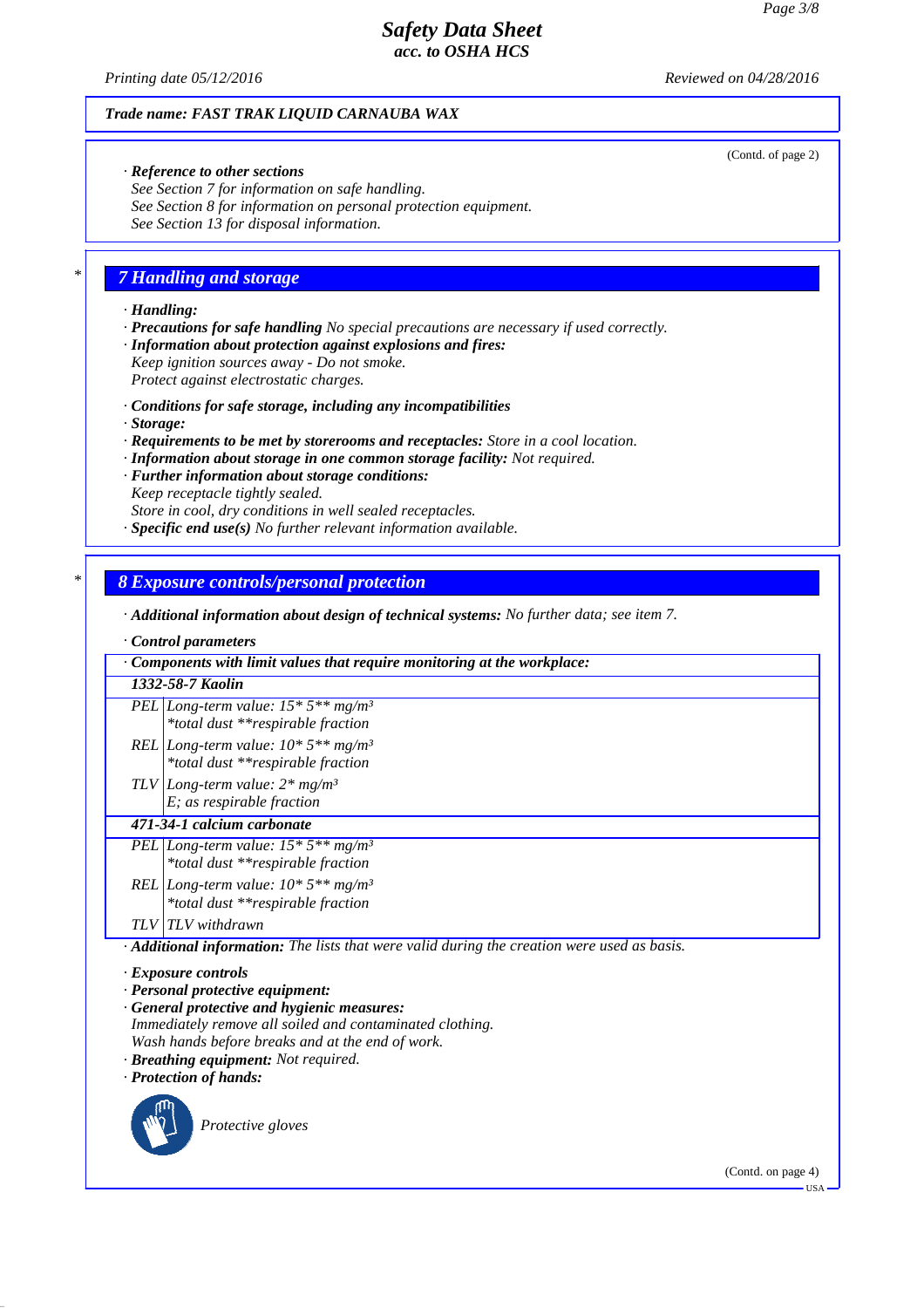**Trade name: FAST TRAK LIQUID CARNAUBA WAX**

(Contd. of page 2)

· **Reference to other sections**
See Section 7 for information on safe handling.
See Section 8 for information on personal protection equipment.
See Section 13 for disposal information.

## 7 Handling and storage

· **Handling:**
· **Precautions for safe handling** No special precautions are necessary if used correctly.
· **Information about protection against explosions and fires:**
Keep ignition sources away - Do not smoke.
Protect against electrostatic charges.

· **Conditions for safe storage, including any incompatibilities**
· **Storage:**
· **Requirements to be met by storerooms and receptacles:** Store in a cool location.
· **Information about storage in one common storage facility:** Not required.
· **Further information about storage conditions:**
Keep receptacle tightly sealed.
Store in cool, dry conditions in well sealed receptacles.
· **Specific end use(s)** No further relevant information available.

## 8 Exposure controls/personal protection

· **Additional information about design of technical systems:** No further data; see item 7.

· **Control parameters**

| · Components with limit values that require monitoring at the workplace: | |
|---|---|
| **1332-58-7 Kaolin** | |
| PEL | Long-term value: 15* 5** mg/m³<br>*total dust **respirable fraction |
| REL | Long-term value: 10* 5** mg/m³<br>*total dust **respirable fraction |
| TLV | Long-term value: 2* mg/m³<br>E; as respirable fraction |
| **471-34-1 calcium carbonate** | |
| PEL | Long-term value: 15* 5** mg/m³<br>*total dust **respirable fraction |
| REL | Long-term value: 10* 5** mg/m³<br>*total dust **respirable fraction |
| TLV | TLV withdrawn |

· **Additional information:** The lists that were valid during the creation were used as basis.

· **Exposure controls**
· **Personal protective equipment:**
· **General protective and hygienic measures:**
Immediately remove all soiled and contaminated clothing.
Wash hands before breaks and at the end of work.
· **Breathing equipment:** Not required.
· **Protection of hands:**

Protective gloves

(Contd. on page 4)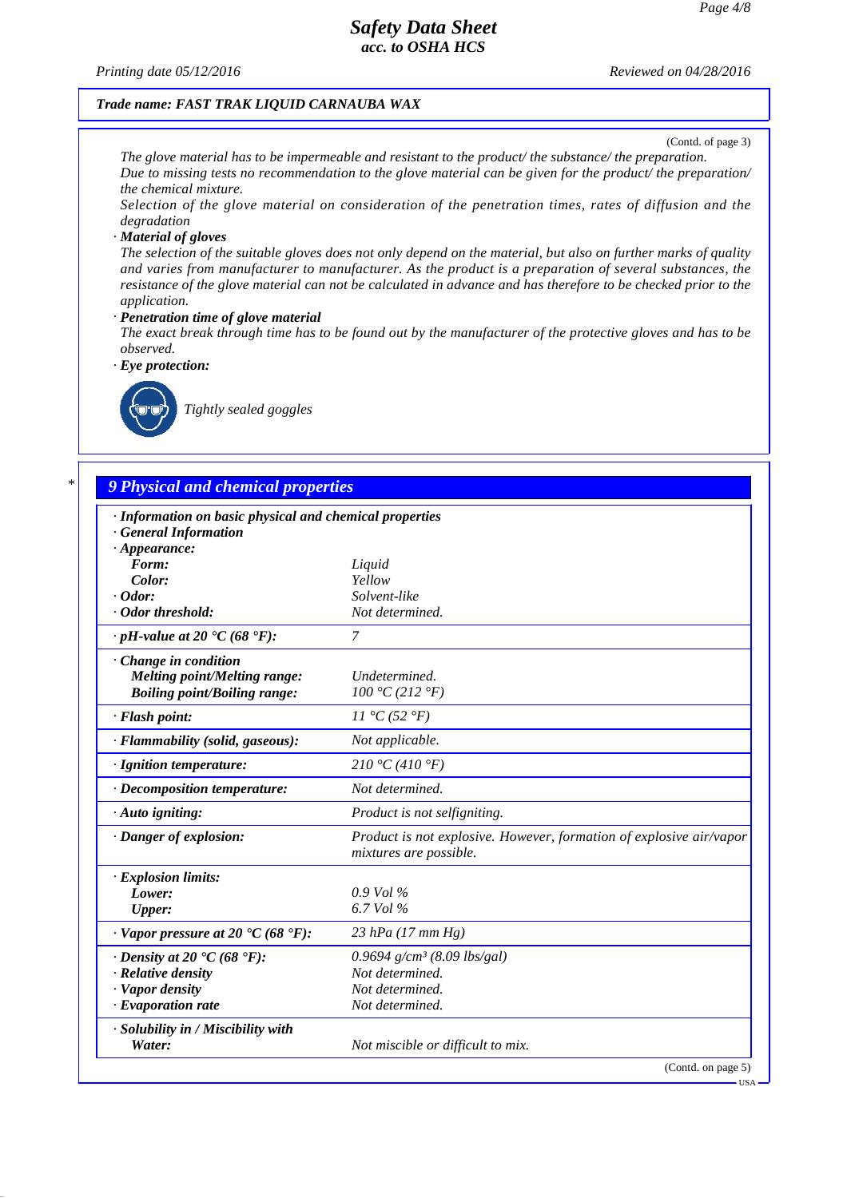Trade name: FAST TRAK LIQUID CARNAUBA WAX

(Contd. of page 3)

The glove material has to be impermeable and resistant to the product/ the substance/ the preparation.
Due to missing tests no recommendation to the glove material can be given for the product/ the preparation/ the chemical mixture.
Selection of the glove material on consideration of the penetration times, rates of diffusion and the degradation

· **Material of gloves**
The selection of the suitable gloves does not only depend on the material, but also on further marks of quality and varies from manufacturer to manufacturer. As the product is a preparation of several substances, the resistance of the glove material can not be calculated in advance and has therefore to be checked prior to the application.

· **Penetration time of glove material**
The exact break through time has to be found out by the manufacturer of the protective gloves and has to be observed.

· **Eye protection:**

Tightly sealed goggles

## 9 Physical and chemical properties

· **Information on basic physical and chemical properties**
· **General Information**

| Property | Value |
|---|---|
| · **Appearance:** | |
| **Form:** | Liquid |
| **Color:** | Yellow |
| · **Odor:** | Solvent-like |
| · **Odor threshold:** | Not determined. |
| · **pH-value at 20 °C (68 °F):** | 7 |
| · **Change in condition** | |
| **Melting point/Melting range:** | Undetermined. |
| **Boiling point/Boiling range:** | 100 °C (212 °F) |
| · **Flash point:** | 11 °C (52 °F) |
| · **Flammability (solid, gaseous):** | Not applicable. |
| · **Ignition temperature:** | 210 °C (410 °F) |
| · **Decomposition temperature:** | Not determined. |
| · **Auto igniting:** | Product is not selfigniting. |
| · **Danger of explosion:** | Product is not explosive. However, formation of explosive air/vapor mixtures are possible. |
| · **Explosion limits:** | |
| **Lower:** | 0.9 Vol % |
| **Upper:** | 6.7 Vol % |
| · **Vapor pressure at 20 °C (68 °F):** | 23 hPa (17 mm Hg) |
| · **Density at 20 °C (68 °F):** | 0.9694 g/cm³ (8.09 lbs/gal) |
| · **Relative density** | Not determined. |
| · **Vapor density** | Not determined. |
| · **Evaporation rate** | Not determined. |
| · **Solubility in / Miscibility with** | |
| **Water:** | Not miscible or difficult to mix. |

(Contd. on page 5)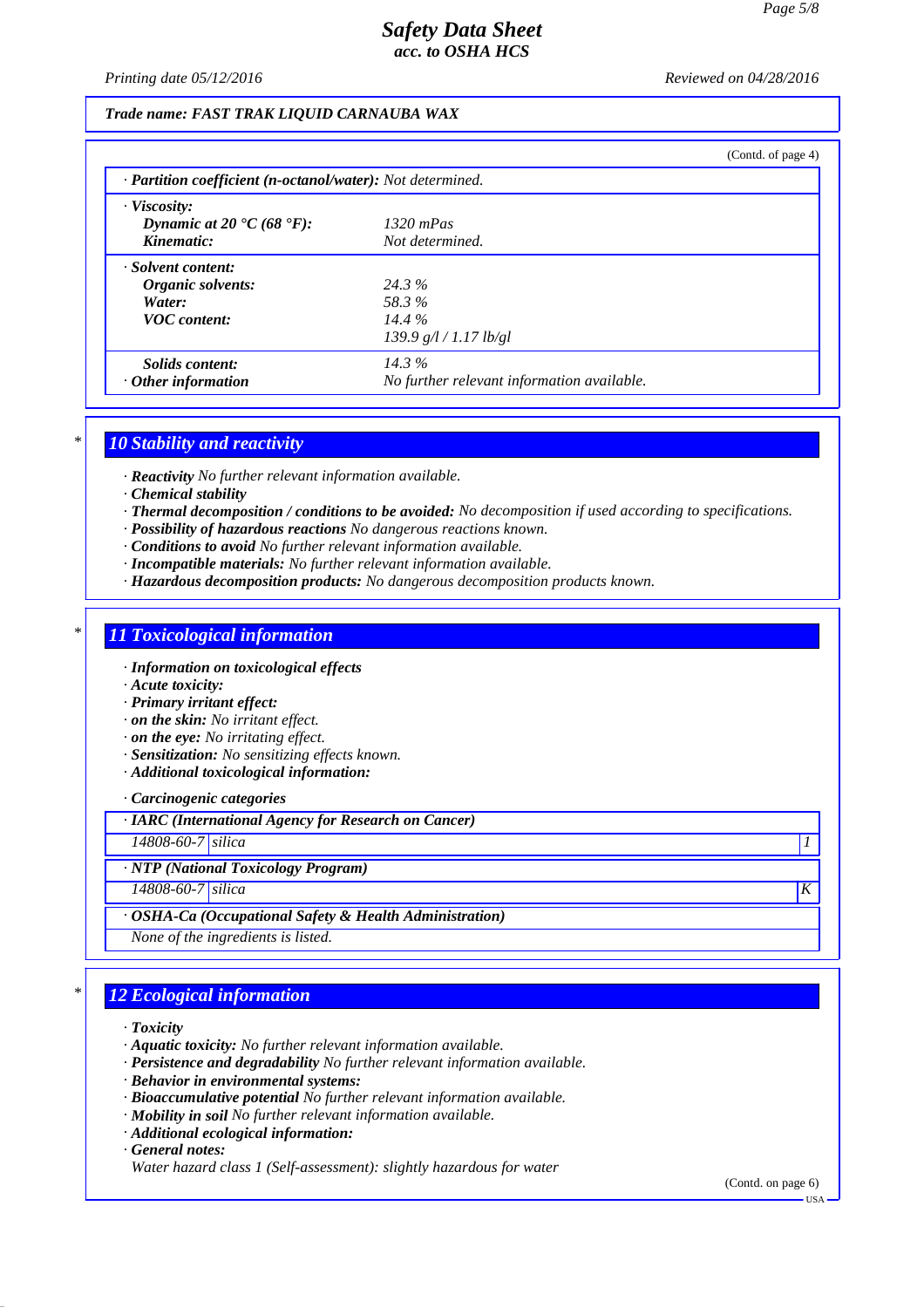**Trade name: FAST TRAK LIQUID CARNAUBA WAX**

(Contd. of page 4)

· **Partition coefficient (n-octanol/water):** Not determined.

· **Viscosity:**

| | |
|---|---|
| **Dynamic at 20 °C (68 °F):** | 1320 mPas |
| **Kinematic:** | Not determined. |

· **Solvent content:**

| | |
|---|---|
| **Organic solvents:** | 24.3 % |
| **Water:** | 58.3 % |
| **VOC content:** | 14.4 % |
| | 139.9 g/l / 1.17 lb/gl |
| **Solids content:** | 14.3 % |
| · **Other information** | No further relevant information available. |

## 10 Stability and reactivity

· **Reactivity** No further relevant information available.
· **Chemical stability**
· **Thermal decomposition / conditions to be avoided:** No decomposition if used according to specifications.
· **Possibility of hazardous reactions** No dangerous reactions known.
· **Conditions to avoid** No further relevant information available.
· **Incompatible materials:** No further relevant information available.
· **Hazardous decomposition products:** No dangerous decomposition products known.

## 11 Toxicological information

· **Information on toxicological effects**
· **Acute toxicity:**
· **Primary irritant effect:**
· **on the skin:** No irritant effect.
· **on the eye:** No irritating effect.
· **Sensitization:** No sensitizing effects known.
· **Additional toxicological information:**

· **Carcinogenic categories**

· **IARC (International Agency for Research on Cancer)**

| | | |
|---|---|---|
| 14808-60-7 | silica | 1 |

· **NTP (National Toxicology Program)**

| | | |
|---|---|---|
| 14808-60-7 | silica | K |

· **OSHA-Ca (Occupational Safety & Health Administration)**

None of the ingredients is listed.

## 12 Ecological information

· **Toxicity**
· **Aquatic toxicity:** No further relevant information available.
· **Persistence and degradability** No further relevant information available.
· **Behavior in environmental systems:**
· **Bioaccumulative potential** No further relevant information available.
· **Mobility in soil** No further relevant information available.
· **Additional ecological information:**
· **General notes:**
Water hazard class 1 (Self-assessment): slightly hazardous for water

(Contd. on page 6)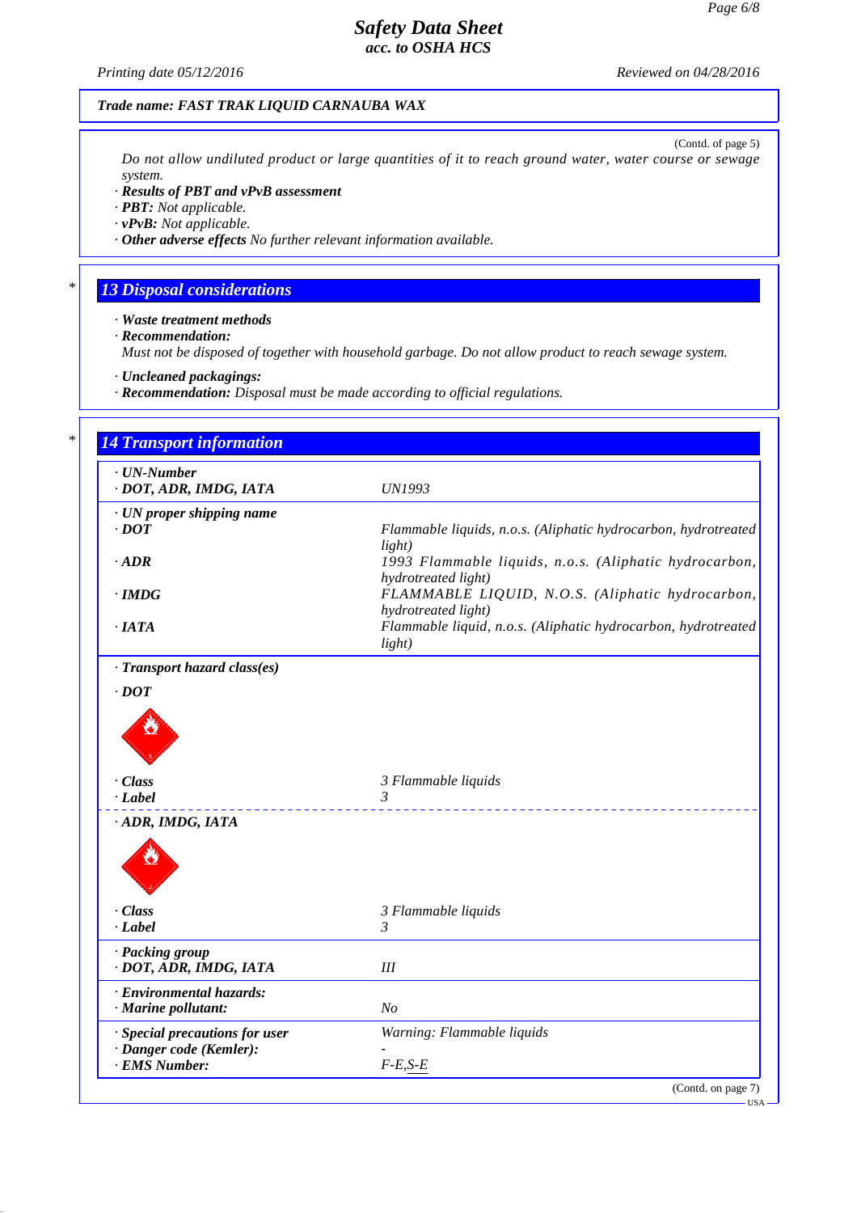Trade name: FAST TRAK LIQUID CARNAUBA WAX

(Contd. of page 5)

*Do not allow undiluted product or large quantities of it to reach ground water, water course or sewage system.*

· **Results of PBT and vPvB assessment**
· **PBT:** Not applicable.
· **vPvB:** Not applicable.
· **Other adverse effects** No further relevant information available.

## 13 Disposal considerations

· **Waste treatment methods**
· **Recommendation:**
Must not be disposed of together with household garbage. Do not allow product to reach sewage system.

· **Uncleaned packagings:**
· **Recommendation:** Disposal must be made according to official regulations.

## 14 Transport information

| | |
|---|---|
| · **UN-Number** | |
| · **DOT, ADR, IMDG, IATA** | UN1993 |
| · **UN proper shipping name** | |
| · **DOT** | Flammable liquids, n.o.s. (Aliphatic hydrocarbon, hydrotreated light) |
| · **ADR** | 1993 Flammable liquids, n.o.s. (Aliphatic hydrocarbon, hydrotreated light) |
| · **IMDG** | FLAMMABLE LIQUID, N.O.S. (Aliphatic hydrocarbon, hydrotreated light) |
| · **IATA** | Flammable liquid, n.o.s. (Aliphatic hydrocarbon, hydrotreated light) |
| · **Transport hazard class(es)** | |
| · **DOT** | |
| · **Class** | 3 Flammable liquids |
| · **Label** | 3 |
| · **ADR, IMDG, IATA** | |
| · **Class** | 3 Flammable liquids |
| · **Label** | 3 |
| · **Packing group** | |
| · **DOT, ADR, IMDG, IATA** | III |
| · **Environmental hazards:** | |
| · **Marine pollutant:** | No |
| · **Special precautions for user** | Warning: Flammable liquids |
| · **Danger code (Kemler):** | - |
| · **EMS Number:** | F-E,S-E |

(Contd. on page 7)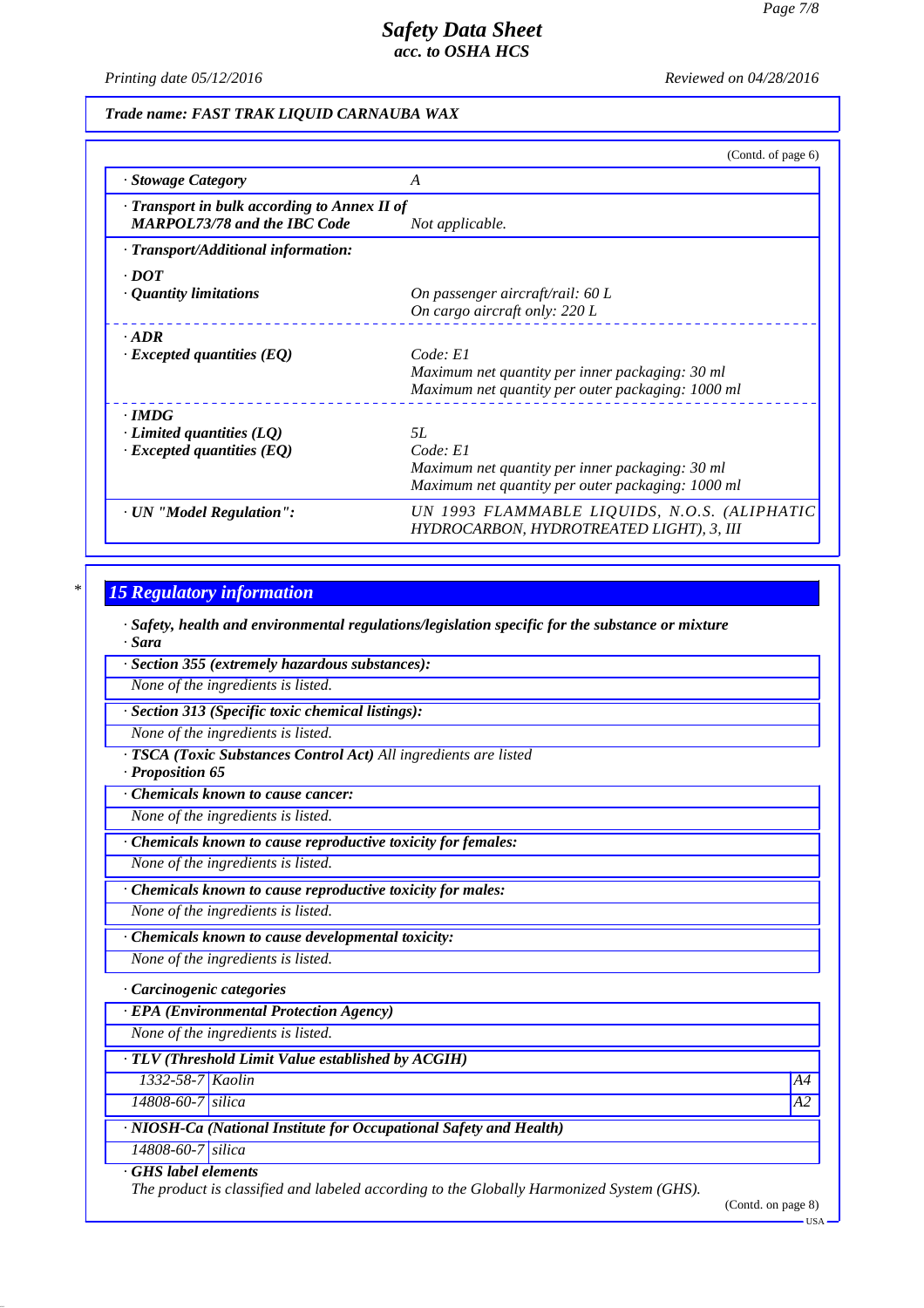(Contd. of page 6)

| · Stowage Category | A |
|---|---|
| · Transport in bulk according to Annex II of MARPOL73/78 and the IBC Code | Not applicable. |
| · Transport/Additional information: | |
| · DOT<br>· Quantity limitations | On passenger aircraft/rail: 60 L<br>On cargo aircraft only: 220 L |
| · ADR<br>· Excepted quantities (EQ) | Code: E1<br>Maximum net quantity per inner packaging: 30 ml<br>Maximum net quantity per outer packaging: 1000 ml |
| · IMDG<br>· Limited quantities (LQ)<br>· Excepted quantities (EQ) | 5L<br>Code: E1<br>Maximum net quantity per inner packaging: 30 ml<br>Maximum net quantity per outer packaging: 1000 ml |
| · UN "Model Regulation": | UN 1993 FLAMMABLE LIQUIDS, N.O.S. (ALIPHATIC HYDROCARBON, HYDROTREATED LIGHT), 3, III |

\* 

## 15 Regulatory information

· **Safety, health and environmental regulations/legislation specific for the substance or mixture**
· **Sara**

· **Section 355 (extremely hazardous substances):**
None of the ingredients is listed.

· **Section 313 (Specific toxic chemical listings):**
None of the ingredients is listed.

· **TSCA (Toxic Substances Control Act)** All ingredients are listed
· **Proposition 65**

· **Chemicals known to cause cancer:**
None of the ingredients is listed.

· **Chemicals known to cause reproductive toxicity for females:**
None of the ingredients is listed.

· **Chemicals known to cause reproductive toxicity for males:**
None of the ingredients is listed.

· **Chemicals known to cause developmental toxicity:**
None of the ingredients is listed.

· **Carcinogenic categories**

· **EPA (Environmental Protection Agency)**
None of the ingredients is listed.

· **TLV (Threshold Limit Value established by ACGIH)**

| | | |
|---|---|---|
| 1332-58-7 | Kaolin | A4 |
| 14808-60-7 | silica | A2 |

· **NIOSH-Ca (National Institute for Occupational Safety and Health)**

| | |
|---|---|
| 14808-60-7 | silica |

· **GHS label elements**
The product is classified and labeled according to the Globally Harmonized System (GHS).

(Contd. on page 8)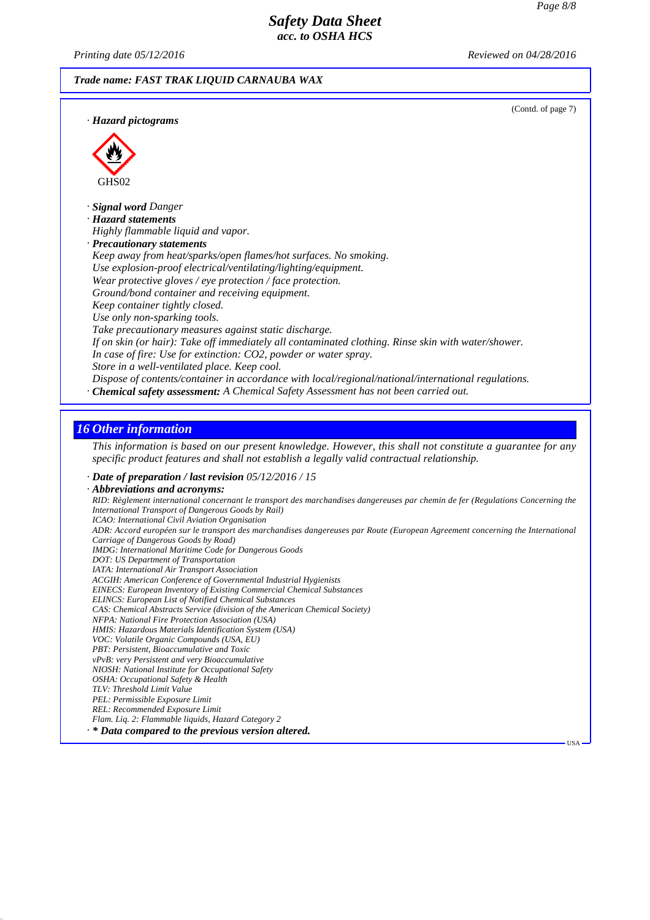*Trade name: FAST TRAK LIQUID CARNAUBA WAX*

(Contd. of page 7)

· ***Hazard pictograms***

GHS02

· ***Signal word*** *Danger*

· ***Hazard statements***

*Highly flammable liquid and vapor.*

· ***Precautionary statements***

*Keep away from heat/sparks/open flames/hot surfaces. No smoking.*
*Use explosion-proof electrical/ventilating/lighting/equipment.*
*Wear protective gloves / eye protection / face protection.*
*Ground/bond container and receiving equipment.*
*Keep container tightly closed.*
*Use only non-sparking tools.*
*Take precautionary measures against static discharge.*
*If on skin (or hair): Take off immediately all contaminated clothing. Rinse skin with water/shower.*
*In case of fire: Use for extinction: $CO_2$, powder or water spray.*
*Store in a well-ventilated place. Keep cool.*
*Dispose of contents/container in accordance with local/regional/national/international regulations.*

· ***Chemical safety assessment:*** *A Chemical Safety Assessment has not been carried out.*

## 16 Other information

*This information is based on our present knowledge. However, this shall not constitute a guarantee for any specific product features and shall not establish a legally valid contractual relationship.*

· ***Date of preparation / last revision*** *05/12/2016 / 15*

· ***Abbreviations and acronyms:***

*RID: Règlement international concernant le transport des marchandises dangereuses par chemin de fer (Regulations Concerning the International Transport of Dangerous Goods by Rail)*
*ICAO: International Civil Aviation Organisation*
*ADR: Accord européen sur le transport des marchandises dangereuses par Route (European Agreement concerning the International Carriage of Dangerous Goods by Road)*
*IMDG: International Maritime Code for Dangerous Goods*
*DOT: US Department of Transportation*
*IATA: International Air Transport Association*
*ACGIH: American Conference of Governmental Industrial Hygienists*
*EINECS: European Inventory of Existing Commercial Chemical Substances*
*ELINCS: European List of Notified Chemical Substances*
*CAS: Chemical Abstracts Service (division of the American Chemical Society)*
*NFPA: National Fire Protection Association (USA)*
*HMIS: Hazardous Materials Identification System (USA)*
*VOC: Volatile Organic Compounds (USA, EU)*
*PBT: Persistent, Bioaccumulative and Toxic*
*vPvB: very Persistent and very Bioaccumulative*
*NIOSH: National Institute for Occupational Safety*
*OSHA: Occupational Safety & Health*
*TLV: Threshold Limit Value*
*PEL: Permissible Exposure Limit*
*REL: Recommended Exposure Limit*
*Flam. Liq. 2: Flammable liquids, Hazard Category 2*

· ***\* Data compared to the previous version altered.***

USA